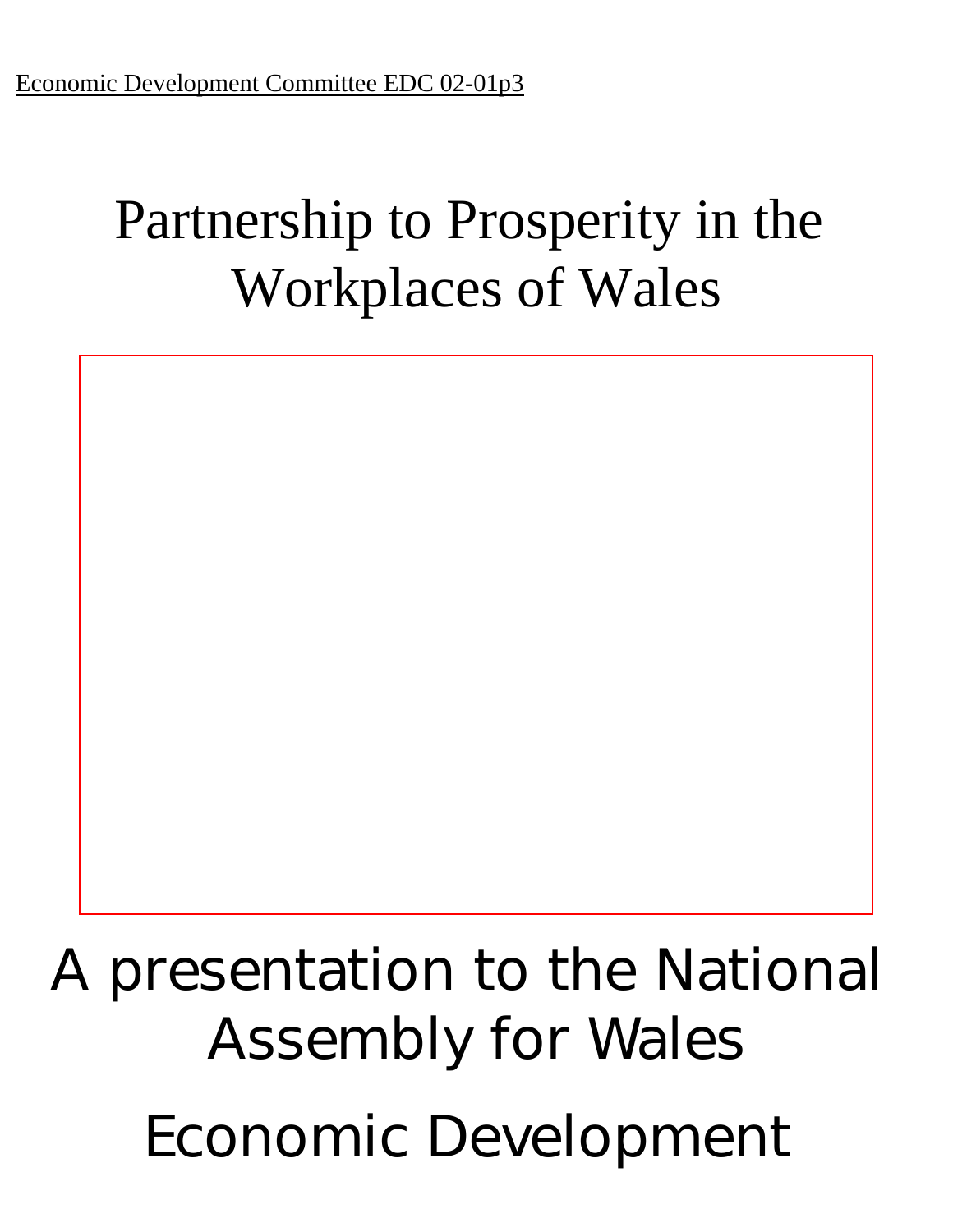Economic Development Committee EDC 02-01p3

# Partnership to Prosperity in the Workplaces of Wales

A presentation to the National Assembly for Wales

Economic Development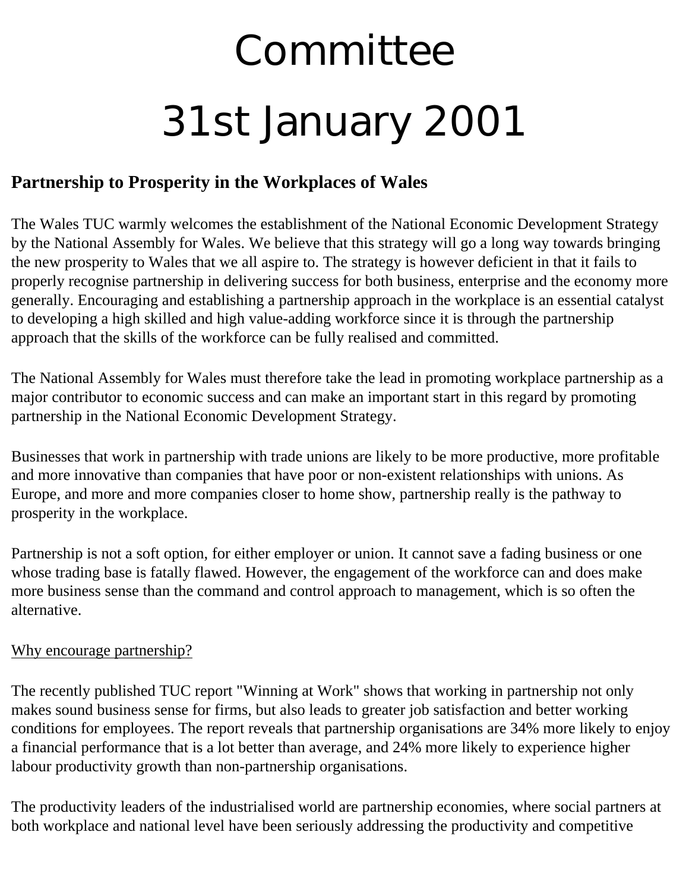# Committee

# 31st January 2001

## Partnership to Prosperity in the Workplaces of Wales

The Wales TUC warmly welcomes the establishment of the National Economic Development Strategy by the National Assembly for Wales. We believe that this strategy will go a long way towards bringing the new prosperity to Wales that we all aspire to. The strategy is however deficient in that it fails to properly recognise partnership in delivering success for both business, enterprise and the economy more generally. Encouraging and establishing a partnership approach in the workplace is an essential catalyst to developing a high skilled and high value-adding workforce since it is through the partnership approach that the skills of the workforce can be fully realised and committed.

The National Assembly for Wales must therefore take the lead in promoting workplace partnership as a major contributor to economic success and can make an important start in this regard by promoting partnership in the National Economic Development Strategy.

Businesses that work in partnership with trade unions are likely to be more productive, more profitable and more innovative than companies that have poor or non-existent relationships with unions. As Europe, and more and more companies closer to home show, partnership really is the pathway to prosperity in the workplace.

Partnership is not a soft option, for either employer or union. It cannot save a fading business or one whose trading base is fatally flawed. However, the engagement of the workforce can and does make more business sense than the command and control approach to management, which is so often the alternative.

<u>Why encourage partnership?</u>

The recently published TUC report "Winning at Work" shows that working in partnership not only makes sound business sense for firms, but also leads to greater job satisfaction and better working conditions for employees. The report reveals that partnership organisations are 34% more likely to enjoy a financial performance that is a lot better than average, and 24% more likely to experience higher labour productivity growth than non-partnership organisations.

The productivity leaders of the industrialised world are partnership economies, where social partners at both workplace and national level have been seriously addressing the productivity and competitive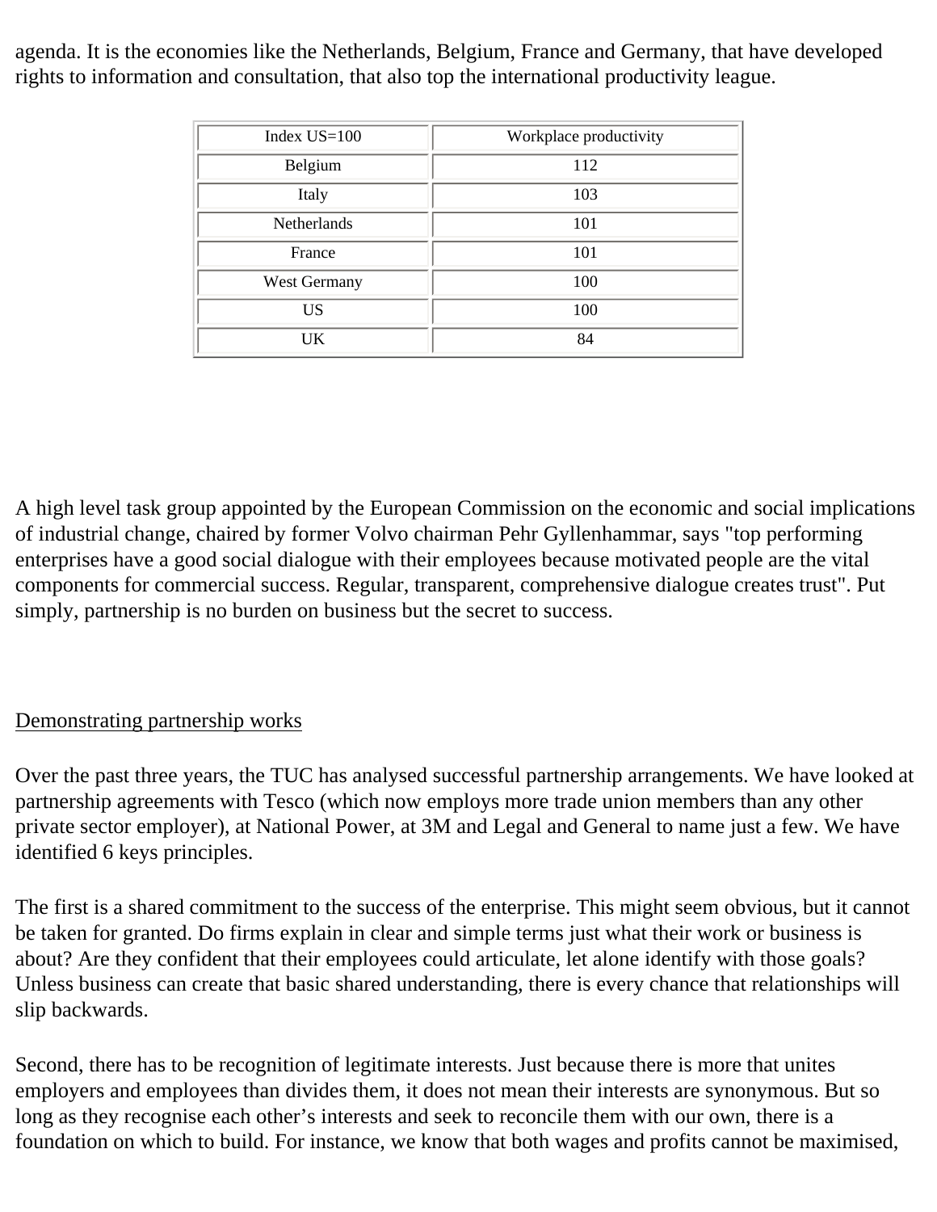agenda. It is the economies like the Netherlands, Belgium, France and Germany, that have developed rights to information and consultation, that also top the international productivity league.

| Index US=100 | Workplace productivity |
|---|---|
| Belgium | 112 |
| Italy | 103 |
| Netherlands | 101 |
| France | 101 |
| West Germany | 100 |
| US | 100 |
| UK | 84 |

A high level task group appointed by the European Commission on the economic and social implications of industrial change, chaired by former Volvo chairman Pehr Gyllenhammar, says "top performing enterprises have a good social dialogue with their employees because motivated people are the vital components for commercial success. Regular, transparent, comprehensive dialogue creates trust". Put simply, partnership is no burden on business but the secret to success.

Demonstrating partnership works

Over the past three years, the TUC has analysed successful partnership arrangements. We have looked at partnership agreements with Tesco (which now employs more trade union members than any other private sector employer), at National Power, at 3M and Legal and General to name just a few. We have identified 6 keys principles.

The first is a shared commitment to the success of the enterprise. This might seem obvious, but it cannot be taken for granted. Do firms explain in clear and simple terms just what their work or business is about? Are they confident that their employees could articulate, let alone identify with those goals? Unless business can create that basic shared understanding, there is every chance that relationships will slip backwards.

Second, there has to be recognition of legitimate interests. Just because there is more that unites employers and employees than divides them, it does not mean their interests are synonymous. But so long as they recognise each other's interests and seek to reconcile them with our own, there is a foundation on which to build. For instance, we know that both wages and profits cannot be maximised,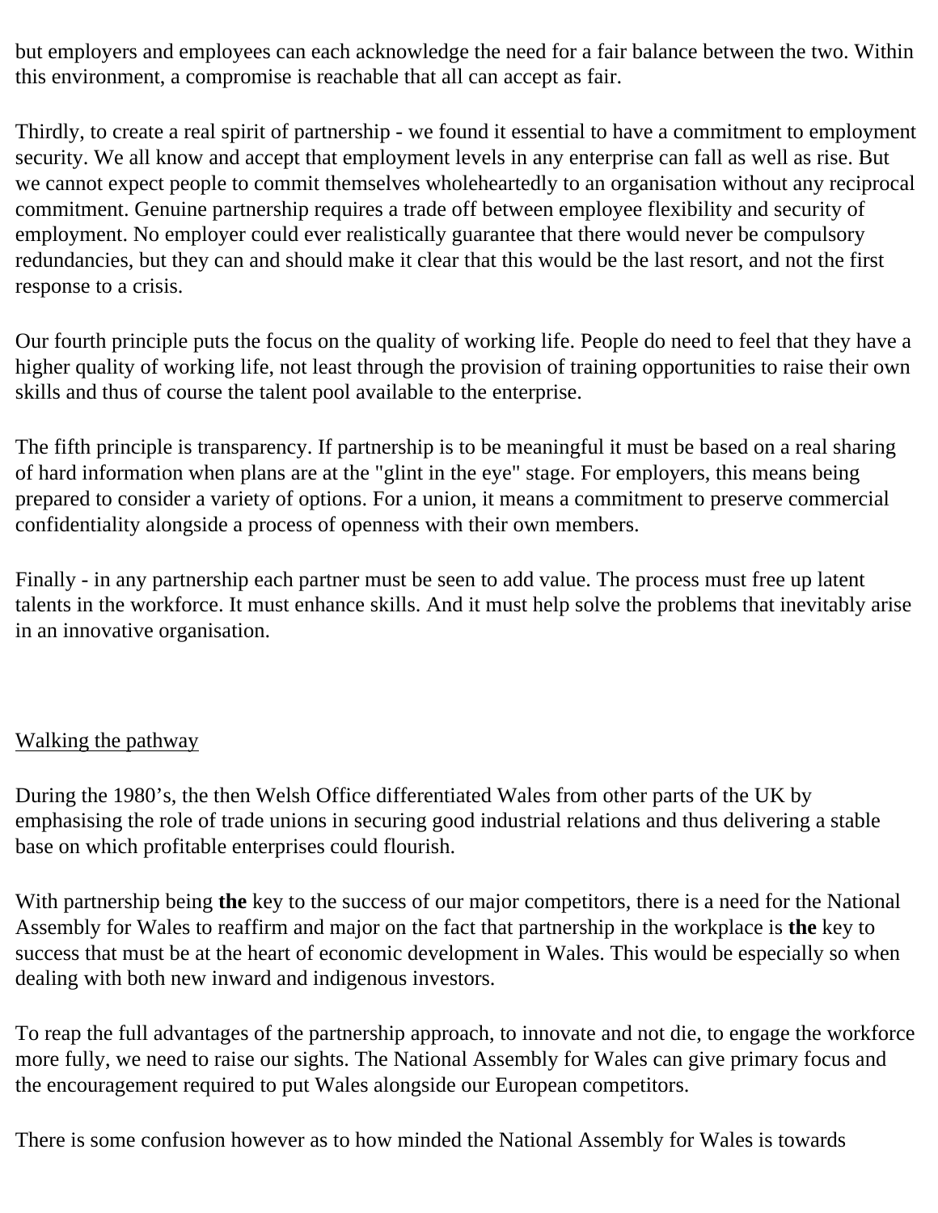but employers and employees can each acknowledge the need for a fair balance between the two. Within this environment, a compromise is reachable that all can accept as fair.

Thirdly, to create a real spirit of partnership - we found it essential to have a commitment to employment security. We all know and accept that employment levels in any enterprise can fall as well as rise. But we cannot expect people to commit themselves wholeheartedly to an organisation without any reciprocal commitment. Genuine partnership requires a trade off between employee flexibility and security of employment. No employer could ever realistically guarantee that there would never be compulsory redundancies, but they can and should make it clear that this would be the last resort, and not the first response to a crisis.

Our fourth principle puts the focus on the quality of working life. People do need to feel that they have a higher quality of working life, not least through the provision of training opportunities to raise their own skills and thus of course the talent pool available to the enterprise.

The fifth principle is transparency. If partnership is to be meaningful it must be based on a real sharing of hard information when plans are at the "glint in the eye" stage. For employers, this means being prepared to consider a variety of options. For a union, it means a commitment to preserve commercial confidentiality alongside a process of openness with their own members.

Finally - in any partnership each partner must be seen to add value. The process must free up latent talents in the workforce. It must enhance skills. And it must help solve the problems that inevitably arise in an innovative organisation.

## Walking the pathway

During the 1980's, the then Welsh Office differentiated Wales from other parts of the UK by emphasising the role of trade unions in securing good industrial relations and thus delivering a stable base on which profitable enterprises could flourish.

With partnership being **the** key to the success of our major competitors, there is a need for the National Assembly for Wales to reaffirm and major on the fact that partnership in the workplace is **the** key to success that must be at the heart of economic development in Wales. This would be especially so when dealing with both new inward and indigenous investors.

To reap the full advantages of the partnership approach, to innovate and not die, to engage the workforce more fully, we need to raise our sights. The National Assembly for Wales can give primary focus and the encouragement required to put Wales alongside our European competitors.

There is some confusion however as to how minded the National Assembly for Wales is towards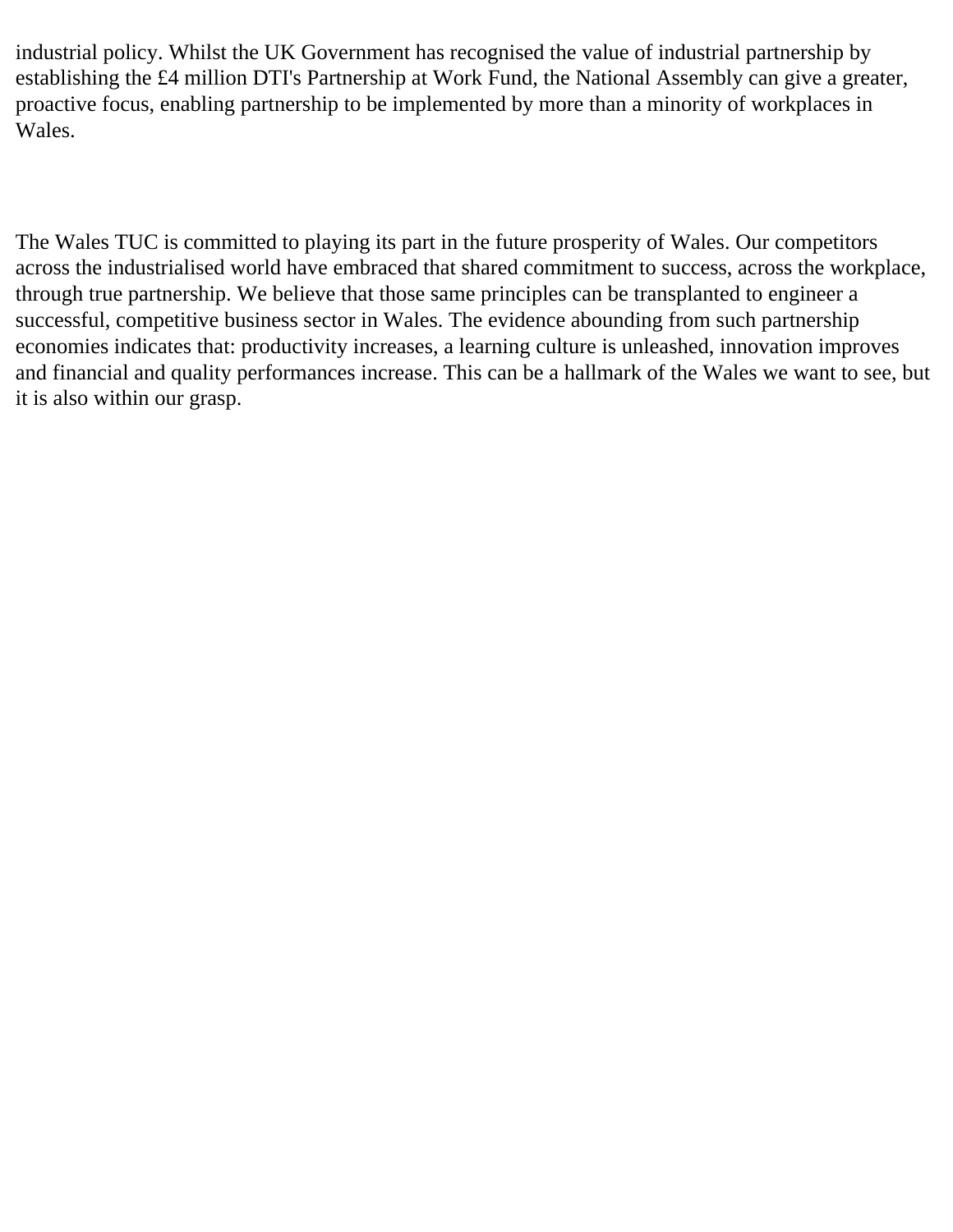industrial policy. Whilst the UK Government has recognised the value of industrial partnership by establishing the £4 million DTI's Partnership at Work Fund, the National Assembly can give a greater, proactive focus, enabling partnership to be implemented by more than a minority of workplaces in Wales.

The Wales TUC is committed to playing its part in the future prosperity of Wales. Our competitors across the industrialised world have embraced that shared commitment to success, across the workplace, through true partnership. We believe that those same principles can be transplanted to engineer a successful, competitive business sector in Wales. The evidence abounding from such partnership economies indicates that: productivity increases, a learning culture is unleashed, innovation improves and financial and quality performances increase. This can be a hallmark of the Wales we want to see, but it is also within our grasp.